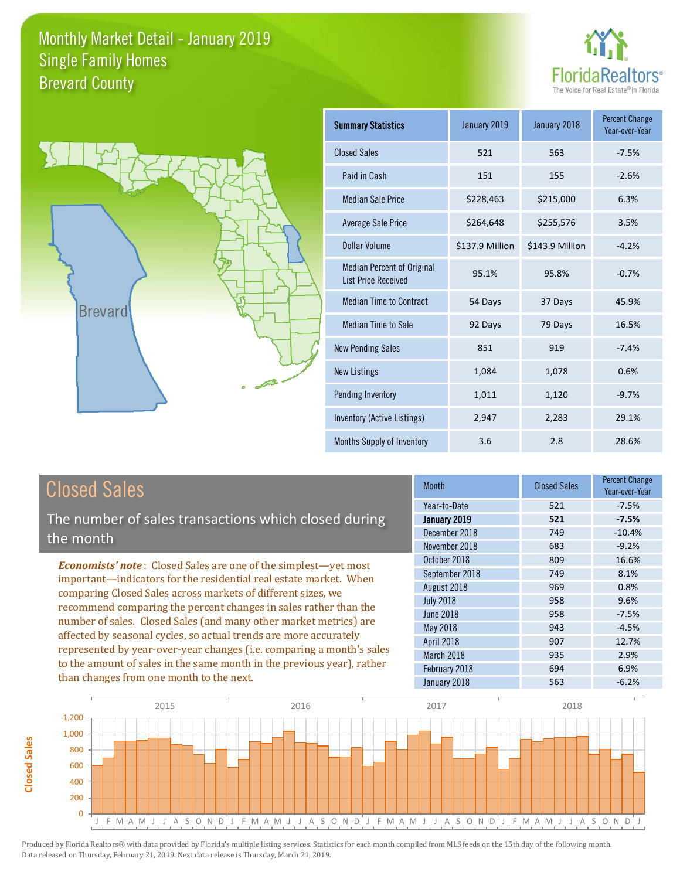# Monthly Market Detail - January 2019
## Single Family Homes
## Brevard County

FloridaRealtors®
The Voice for Real Estate® in Florida

Brevard

| Summary Statistics | January 2019 | January 2018 | Percent Change Year-over-Year |
|---|---|---|---|
| Closed Sales | 521 | 563 | -7.5% |
| Paid in Cash | 151 | 155 | -2.6% |
| Median Sale Price | $228,463 | $215,000 | 6.3% |
| Average Sale Price | $264,648 | $255,576 | 3.5% |
| Dollar Volume | $137.9 Million | $143.9 Million | -4.2% |
| Median Percent of Original List Price Received | 95.1% | 95.8% | -0.7% |
| Median Time to Contract | 54 Days | 37 Days | 45.9% |
| Median Time to Sale | 92 Days | 79 Days | 16.5% |
| New Pending Sales | 851 | 919 | -7.4% |
| New Listings | 1,084 | 1,078 | 0.6% |
| Pending Inventory | 1,011 | 1,120 | -9.7% |
| Inventory (Active Listings) | 2,947 | 2,283 | 29.1% |
| Months Supply of Inventory | 3.6 | 2.8 | 28.6% |

## Closed Sales

The number of sales transactions which closed during the month

*Economists' note*: Closed Sales are one of the simplest—yet most important—indicators for the residential real estate market. When comparing Closed Sales across markets of different sizes, we recommend comparing the percent changes in sales rather than the number of sales. Closed Sales (and many other market metrics) are affected by seasonal cycles, so actual trends are more accurately represented by year-over-year changes (i.e. comparing a month's sales to the amount of sales in the same month in the previous year), rather than changes from one month to the next.

| Month | Closed Sales | Percent Change Year-over-Year |
|---|---|---|
| Year-to-Date | 521 | -7.5% |
| **January 2019** | **521** | **-7.5%** |
| December 2018 | 749 | -10.4% |
| November 2018 | 683 | -9.2% |
| October 2018 | 809 | 16.6% |
| September 2018 | 749 | 8.1% |
| August 2018 | 969 | 0.8% |
| July 2018 | 958 | 9.6% |
| June 2018 | 958 | -7.5% |
| May 2018 | 943 | -4.5% |
| April 2018 | 907 | 12.7% |
| March 2018 | 935 | 2.9% |
| February 2018 | 694 | 6.9% |
| January 2018 | 563 | -6.2% |

Produced by Florida Realtors® with data provided by Florida's multiple listing services. Statistics for each month compiled from MLS feeds on the 15th day of the following month. Data released on Thursday, February 21, 2019. Next data release is Thursday, March 21, 2019.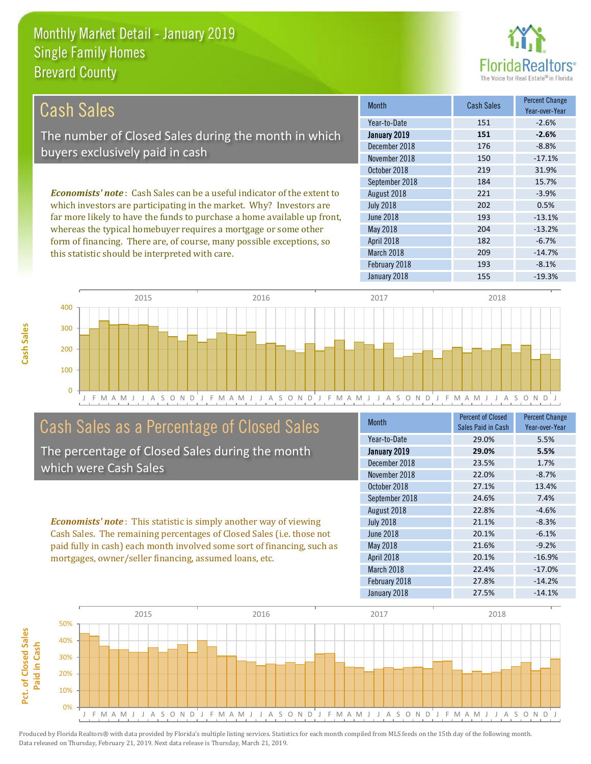# Monthly Market Detail - January 2019
## Single Family Homes
## Brevard County

## Cash Sales

The number of Closed Sales during the month in which buyers exclusively paid in cash

*Economists' note*: Cash Sales can be a useful indicator of the extent to which investors are participating in the market. Why? Investors are far more likely to have the funds to purchase a home available up front, whereas the typical homebuyer requires a mortgage or some other form of financing. There are, of course, many possible exceptions, so this statistic should be interpreted with care.

| Month | Cash Sales | Percent Change Year-over-Year |
|---|---|---|
| Year-to-Date | 151 | -2.6% |
| **January 2019** | **151** | **-2.6%** |
| December 2018 | 176 | -8.8% |
| November 2018 | 150 | -17.1% |
| October 2018 | 219 | 31.9% |
| September 2018 | 184 | 15.7% |
| August 2018 | 221 | -3.9% |
| July 2018 | 202 | 0.5% |
| June 2018 | 193 | -13.1% |
| May 2018 | 204 | -13.2% |
| April 2018 | 182 | -6.7% |
| March 2018 | 209 | -14.7% |
| February 2018 | 193 | -8.1% |
| January 2018 | 155 | -19.3% |

## Cash Sales as a Percentage of Closed Sales

The percentage of Closed Sales during the month which were Cash Sales

*Economists' note*: This statistic is simply another way of viewing Cash Sales. The remaining percentages of Closed Sales (i.e. those not paid fully in cash) each month involved some sort of financing, such as mortgages, owner/seller financing, assumed loans, etc.

| Month | Percent of Closed Sales Paid in Cash | Percent Change Year-over-Year |
|---|---|---|
| Year-to-Date | 29.0% | 5.5% |
| **January 2019** | **29.0%** | **5.5%** |
| December 2018 | 23.5% | 1.7% |
| November 2018 | 22.0% | -8.7% |
| October 2018 | 27.1% | 13.4% |
| September 2018 | 24.6% | 7.4% |
| August 2018 | 22.8% | -4.6% |
| July 2018 | 21.1% | -8.3% |
| June 2018 | 20.1% | -6.1% |
| May 2018 | 21.6% | -9.2% |
| April 2018 | 20.1% | -16.9% |
| March 2018 | 22.4% | -17.0% |
| February 2018 | 27.8% | -14.2% |
| January 2018 | 27.5% | -14.1% |

Produced by Florida Realtors® with data provided by Florida's multiple listing services. Statistics for each month compiled from MLS feeds on the 15th day of the following month. Data released on Thursday, February 21, 2019. Next data release is Thursday, March 21, 2019.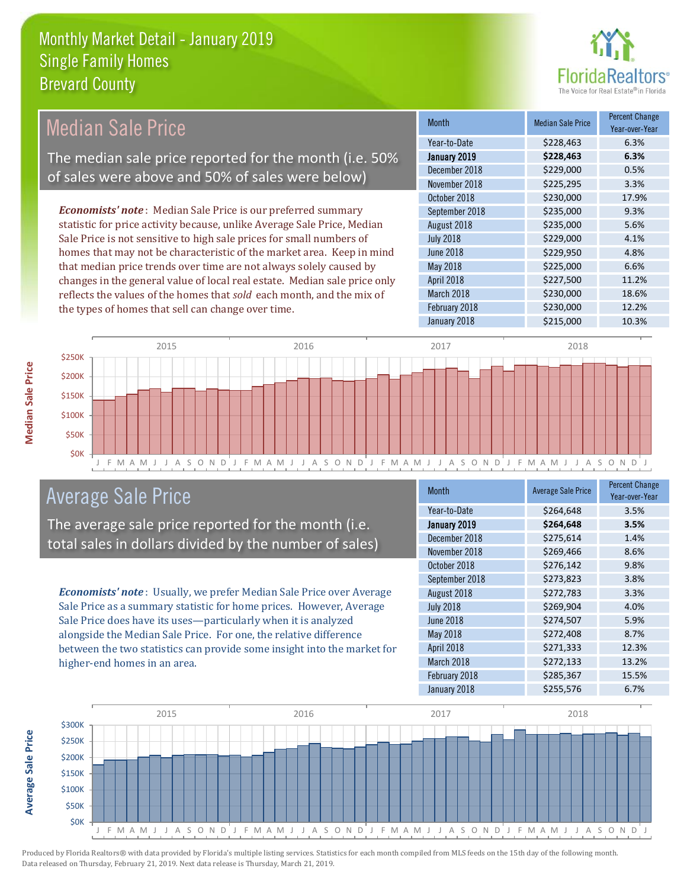# Monthly Market Detail - January 2019
## Single Family Homes
## Brevard County

## Median Sale Price

The median sale price reported for the month (i.e. 50% of sales were above and 50% of sales were below)

*Economists' note*: Median Sale Price is our preferred summary statistic for price activity because, unlike Average Sale Price, Median Sale Price is not sensitive to high sale prices for small numbers of homes that may not be characteristic of the market area. Keep in mind that median price trends over time are not always solely caused by changes in the general value of local real estate. Median sale price only reflects the values of the homes that *sold* each month, and the mix of the types of homes that sell can change over time.

| Month | Median Sale Price | Percent Change Year-over-Year |
|---|---|---|
| Year-to-Date | $228,463 | 6.3% |
| **January 2019** | **$228,463** | **6.3%** |
| December 2018 | $229,000 | 0.5% |
| November 2018 | $225,295 | 3.3% |
| October 2018 | $230,000 | 17.9% |
| September 2018 | $235,000 | 9.3% |
| August 2018 | $235,000 | 5.6% |
| July 2018 | $229,000 | 4.1% |
| June 2018 | $229,950 | 4.8% |
| May 2018 | $225,000 | 6.6% |
| April 2018 | $227,500 | 11.2% |
| March 2018 | $230,000 | 18.6% |
| February 2018 | $230,000 | 12.2% |
| January 2018 | $215,000 | 10.3% |

## Average Sale Price

The average sale price reported for the month (i.e. total sales in dollars divided by the number of sales)

*Economists' note*: Usually, we prefer Median Sale Price over Average Sale Price as a summary statistic for home prices. However, Average Sale Price does have its uses—particularly when it is analyzed alongside the Median Sale Price. For one, the relative difference between the two statistics can provide some insight into the market for higher-end homes in an area.

| Month | Average Sale Price | Percent Change Year-over-Year |
|---|---|---|
| Year-to-Date | $264,648 | 3.5% |
| **January 2019** | **$264,648** | **3.5%** |
| December 2018 | $275,614 | 1.4% |
| November 2018 | $269,466 | 8.6% |
| October 2018 | $276,142 | 9.8% |
| September 2018 | $273,823 | 3.8% |
| August 2018 | $272,783 | 3.3% |
| July 2018 | $269,904 | 4.0% |
| June 2018 | $274,507 | 5.9% |
| May 2018 | $272,408 | 8.7% |
| April 2018 | $271,333 | 12.3% |
| March 2018 | $272,133 | 13.2% |
| February 2018 | $285,367 | 15.5% |
| January 2018 | $255,576 | 6.7% |

Produced by Florida Realtors® with data provided by Florida's multiple listing services. Statistics for each month compiled from MLS feeds on the 15th day of the following month. Data released on Thursday, February 21, 2019. Next data release is Thursday, March 21, 2019.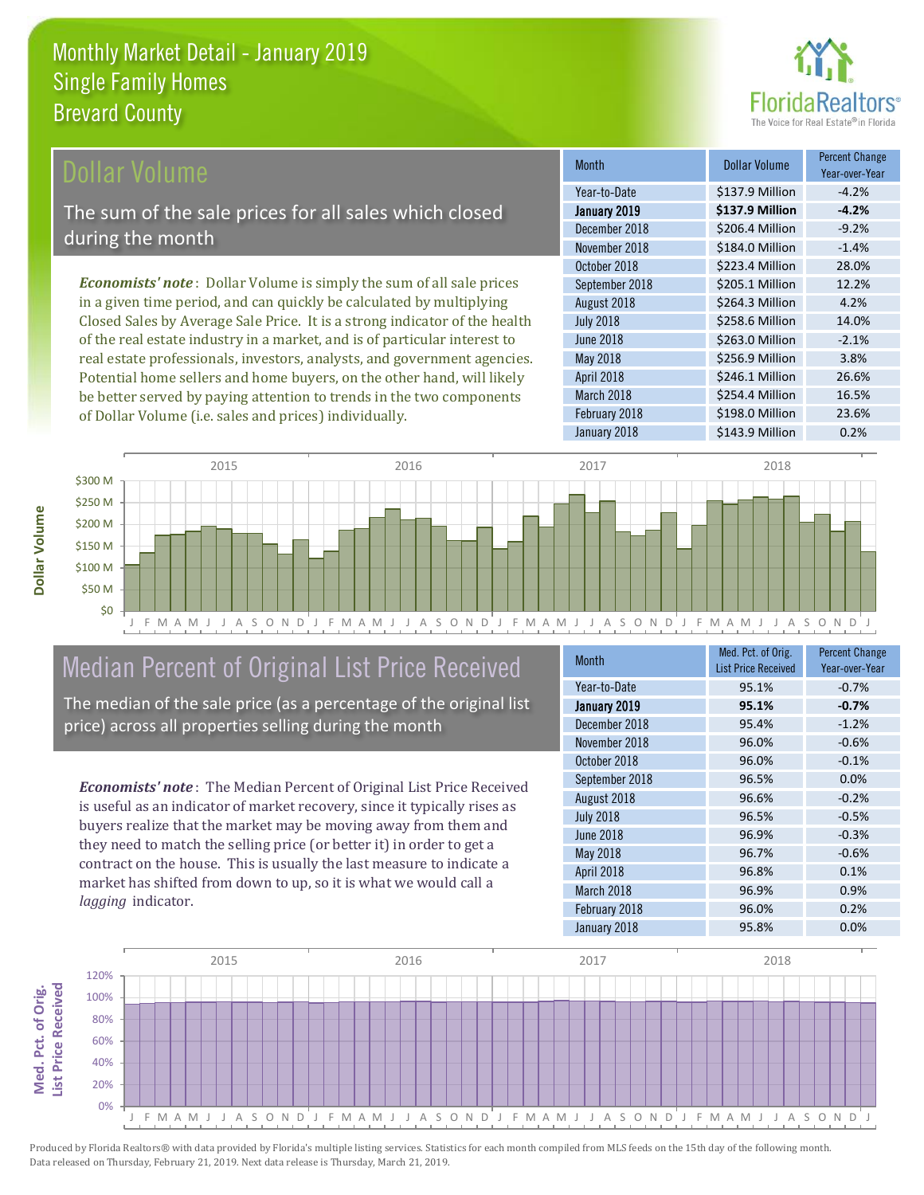Monthly Market Detail - January 2019
Single Family Homes
Brevard County

## Dollar Volume

The sum of the sale prices for all sales which closed during the month

***Economists' note***: Dollar Volume is simply the sum of all sale prices in a given time period, and can quickly be calculated by multiplying Closed Sales by Average Sale Price. It is a strong indicator of the health of the real estate industry in a market, and is of particular interest to real estate professionals, investors, analysts, and government agencies. Potential home sellers and home buyers, on the other hand, will likely be better served by paying attention to trends in the two components of Dollar Volume (i.e. sales and prices) individually.

| Month | Dollar Volume | Percent Change Year-over-Year |
|---|---|---|
| Year-to-Date | $137.9 Million | -4.2% |
| **January 2019** | **$137.9 Million** | **-4.2%** |
| December 2018 | $206.4 Million | -9.2% |
| November 2018 | $184.0 Million | -1.4% |
| October 2018 | $223.4 Million | 28.0% |
| September 2018 | $205.1 Million | 12.2% |
| August 2018 | $264.3 Million | 4.2% |
| July 2018 | $258.6 Million | 14.0% |
| June 2018 | $263.0 Million | -2.1% |
| May 2018 | $256.9 Million | 3.8% |
| April 2018 | $246.1 Million | 26.6% |
| March 2018 | $254.4 Million | 16.5% |
| February 2018 | $198.0 Million | 23.6% |
| January 2018 | $143.9 Million | 0.2% |

## Median Percent of Original List Price Received

The median of the sale price (as a percentage of the original list price) across all properties selling during the month

***Economists' note***: The Median Percent of Original List Price Received is useful as an indicator of market recovery, since it typically rises as buyers realize that the market may be moving away from them and they need to match the selling price (or better it) in order to get a contract on the house. This is usually the last measure to indicate a market has shifted from down to up, so it is what we would call a *lagging* indicator.

| Month | Med. Pct. of Orig. List Price Received | Percent Change Year-over-Year |
|---|---|---|
| Year-to-Date | 95.1% | -0.7% |
| **January 2019** | **95.1%** | **-0.7%** |
| December 2018 | 95.4% | -1.2% |
| November 2018 | 96.0% | -0.6% |
| October 2018 | 96.0% | -0.1% |
| September 2018 | 96.5% | 0.0% |
| August 2018 | 96.6% | -0.2% |
| July 2018 | 96.5% | -0.5% |
| June 2018 | 96.9% | -0.3% |
| May 2018 | 96.7% | -0.6% |
| April 2018 | 96.8% | 0.1% |
| March 2018 | 96.9% | 0.9% |
| February 2018 | 96.0% | 0.2% |
| January 2018 | 95.8% | 0.0% |

Produced by Florida Realtors® with data provided by Florida's multiple listing services. Statistics for each month compiled from MLS feeds on the 15th day of the following month. Data released on Thursday, February 21, 2019. Next data release is Thursday, March 21, 2019.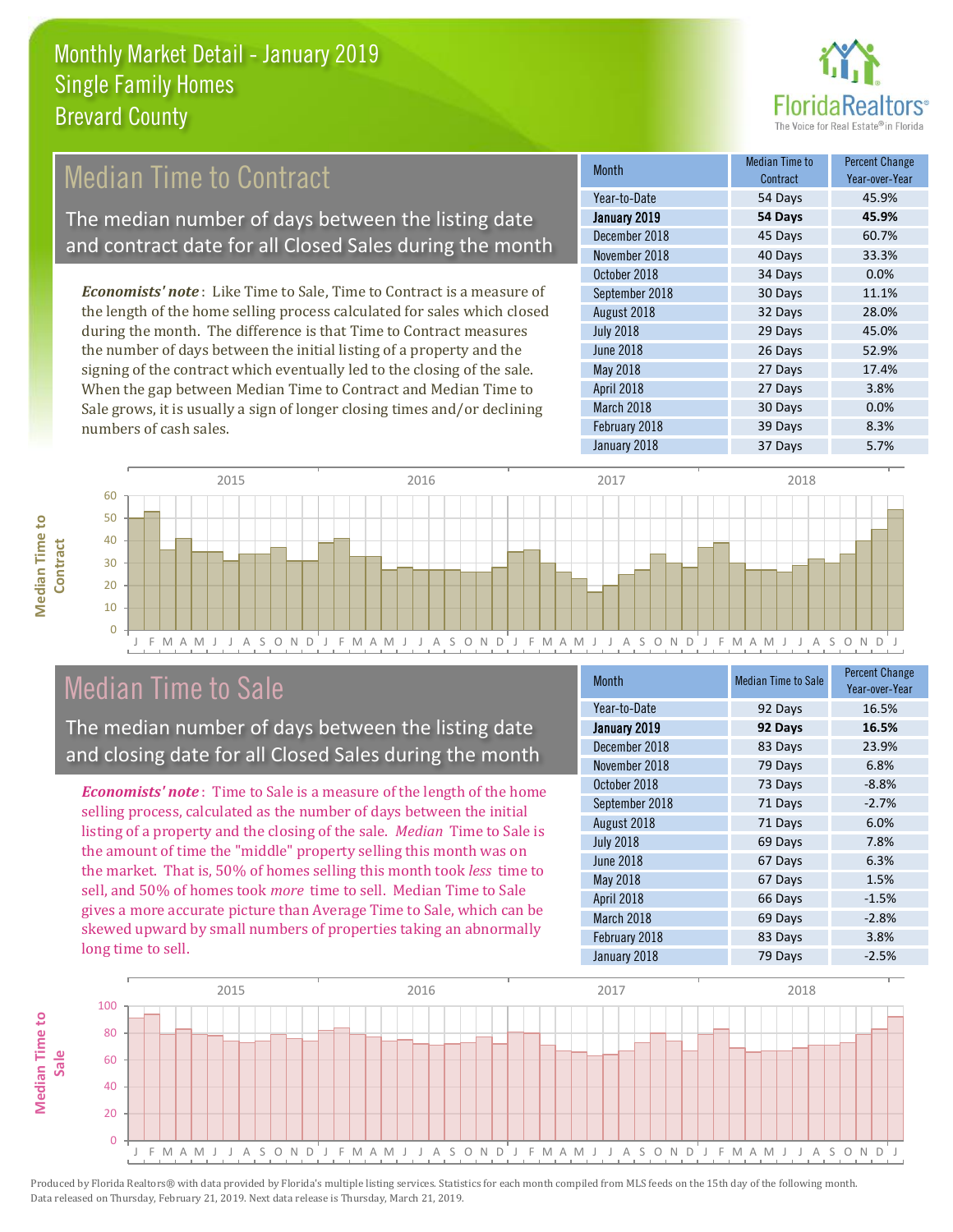# Monthly Market Detail - January 2019
## Single Family Homes
## Brevard County

## Median Time to Contract

The median number of days between the listing date and contract date for all Closed Sales during the month

*Economists' note*: Like Time to Sale, Time to Contract is a measure of the length of the home selling process calculated for sales which closed during the month. The difference is that Time to Contract measures the number of days between the initial listing of a property and the signing of the contract which eventually led to the closing of the sale. When the gap between Median Time to Contract and Median Time to Sale grows, it is usually a sign of longer closing times and/or declining numbers of cash sales.

| Month | Median Time to Contract | Percent Change Year-over-Year |
|---|---|---|
| Year-to-Date | 54 Days | 45.9% |
| **January 2019** | **54 Days** | **45.9%** |
| December 2018 | 45 Days | 60.7% |
| November 2018 | 40 Days | 33.3% |
| October 2018 | 34 Days | 0.0% |
| September 2018 | 30 Days | 11.1% |
| August 2018 | 32 Days | 28.0% |
| July 2018 | 29 Days | 45.0% |
| June 2018 | 26 Days | 52.9% |
| May 2018 | 27 Days | 17.4% |
| April 2018 | 27 Days | 3.8% |
| March 2018 | 30 Days | 0.0% |
| February 2018 | 39 Days | 8.3% |
| January 2018 | 37 Days | 5.7% |

## Median Time to Sale

The median number of days between the listing date and closing date for all Closed Sales during the month

*Economists' note*: Time to Sale is a measure of the length of the home selling process, calculated as the number of days between the initial listing of a property and the closing of the sale. *Median* Time to Sale is the amount of time the "middle" property selling this month was on the market. That is, 50% of homes selling this month took *less* time to sell, and 50% of homes took *more* time to sell. Median Time to Sale gives a more accurate picture than Average Time to Sale, which can be skewed upward by small numbers of properties taking an abnormally long time to sell.

| Month | Median Time to Sale | Percent Change Year-over-Year |
|---|---|---|
| Year-to-Date | 92 Days | 16.5% |
| **January 2019** | **92 Days** | **16.5%** |
| December 2018 | 83 Days | 23.9% |
| November 2018 | 79 Days | 6.8% |
| October 2018 | 73 Days | -8.8% |
| September 2018 | 71 Days | -2.7% |
| August 2018 | 71 Days | 6.0% |
| July 2018 | 69 Days | 7.8% |
| June 2018 | 67 Days | 6.3% |
| May 2018 | 67 Days | 1.5% |
| April 2018 | 66 Days | -1.5% |
| March 2018 | 69 Days | -2.8% |
| February 2018 | 83 Days | 3.8% |
| January 2018 | 79 Days | -2.5% |

Produced by Florida Realtors® with data provided by Florida's multiple listing services. Statistics for each month compiled from MLS feeds on the 15th day of the following month. Data released on Thursday, February 21, 2019. Next data release is Thursday, March 21, 2019.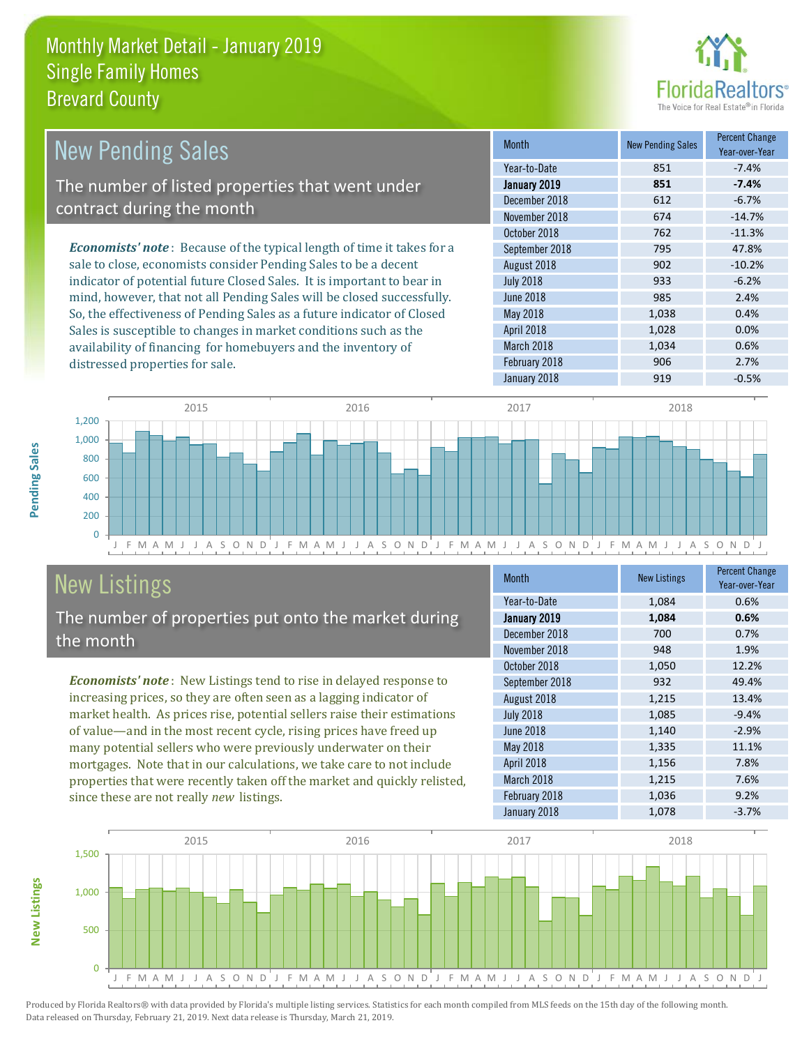# Monthly Market Detail - January 2019
## Single Family Homes
## Brevard County

## New Pending Sales

The number of listed properties that went under contract during the month

*Economists' note*: Because of the typical length of time it takes for a sale to close, economists consider Pending Sales to be a decent indicator of potential future Closed Sales. It is important to bear in mind, however, that not all Pending Sales will be closed successfully. So, the effectiveness of Pending Sales as a future indicator of Closed Sales is susceptible to changes in market conditions such as the availability of financing for homebuyers and the inventory of distressed properties for sale.

| Month | New Pending Sales | Percent Change Year-over-Year |
|---|---|---|
| Year-to-Date | 851 | -7.4% |
| **January 2019** | **851** | **-7.4%** |
| December 2018 | 612 | -6.7% |
| November 2018 | 674 | -14.7% |
| October 2018 | 762 | -11.3% |
| September 2018 | 795 | 47.8% |
| August 2018 | 902 | -10.2% |
| July 2018 | 933 | -6.2% |
| June 2018 | 985 | 2.4% |
| May 2018 | 1,038 | 0.4% |
| April 2018 | 1,028 | 0.0% |
| March 2018 | 1,034 | 0.6% |
| February 2018 | 906 | 2.7% |
| January 2018 | 919 | -0.5% |

## New Listings

The number of properties put onto the market during the month

*Economists' note*: New Listings tend to rise in delayed response to increasing prices, so they are often seen as a lagging indicator of market health. As prices rise, potential sellers raise their estimations of value—and in the most recent cycle, rising prices have freed up many potential sellers who were previously underwater on their mortgages. Note that in our calculations, we take care to not include properties that were recently taken off the market and quickly relisted, since these are not really *new* listings.

| Month | New Listings | Percent Change Year-over-Year |
|---|---|---|
| Year-to-Date | 1,084 | 0.6% |
| **January 2019** | **1,084** | **0.6%** |
| December 2018 | 700 | 0.7% |
| November 2018 | 948 | 1.9% |
| October 2018 | 1,050 | 12.2% |
| September 2018 | 932 | 49.4% |
| August 2018 | 1,215 | 13.4% |
| July 2018 | 1,085 | -9.4% |
| June 2018 | 1,140 | -2.9% |
| May 2018 | 1,335 | 11.1% |
| April 2018 | 1,156 | 7.8% |
| March 2018 | 1,215 | 7.6% |
| February 2018 | 1,036 | 9.2% |
| January 2018 | 1,078 | -3.7% |

Produced by Florida Realtors® with data provided by Florida's multiple listing services. Statistics for each month compiled from MLS feeds on the 15th day of the following month. Data released on Thursday, February 21, 2019. Next data release is Thursday, March 21, 2019.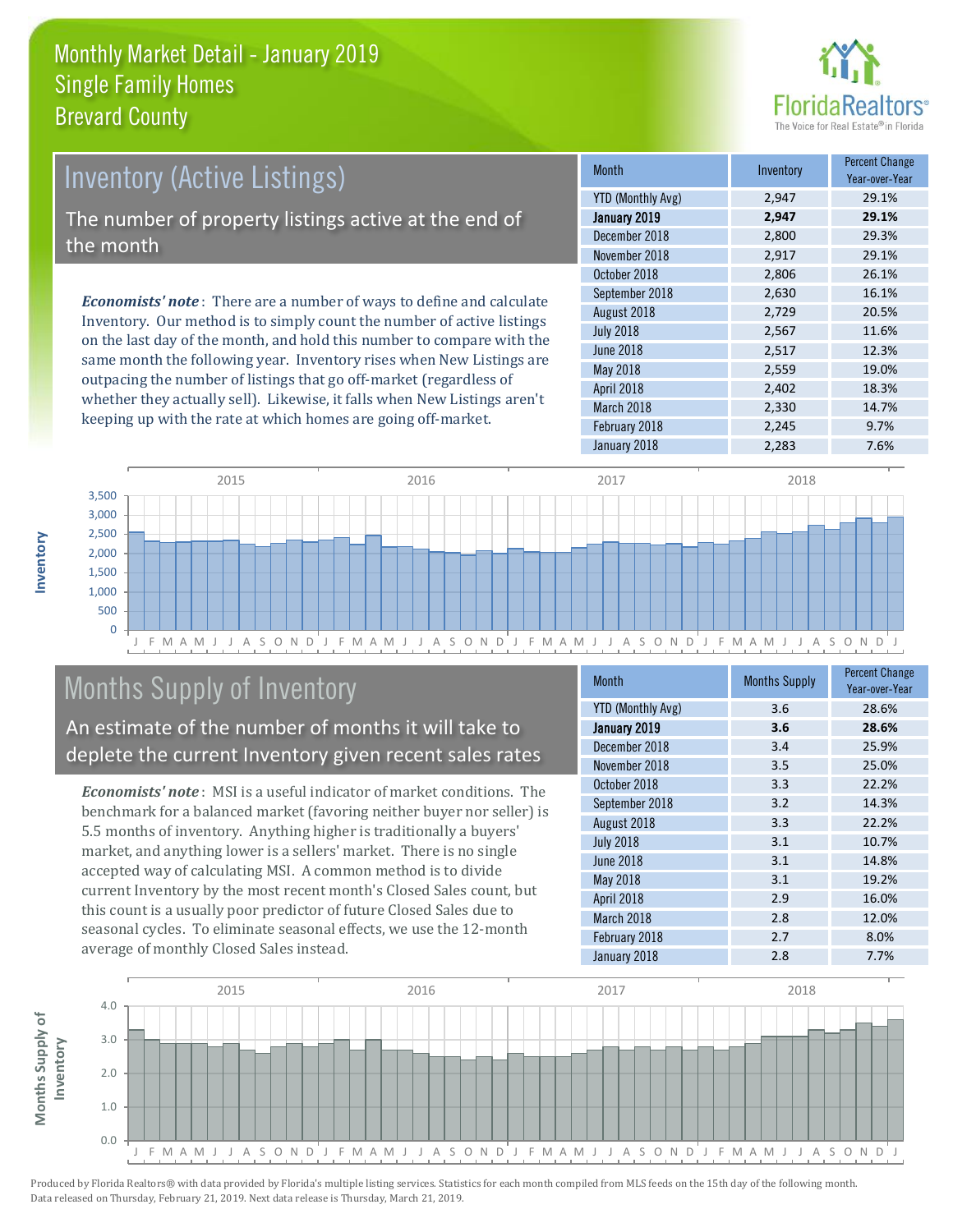# Monthly Market Detail - January 2019
## Single Family Homes
## Brevard County

## Inventory (Active Listings)

The number of property listings active at the end of the month

***Economists' note***: There are a number of ways to define and calculate Inventory. Our method is to simply count the number of active listings on the last day of the month, and hold this number to compare with the same month the following year. Inventory rises when New Listings are outpacing the number of listings that go off-market (regardless of whether they actually sell). Likewise, it falls when New Listings aren't keeping up with the rate at which homes are going off-market.

| Month | Inventory | Percent Change Year-over-Year |
|---|---|---|
| YTD (Monthly Avg) | 2,947 | 29.1% |
| **January 2019** | **2,947** | **29.1%** |
| December 2018 | 2,800 | 29.3% |
| November 2018 | 2,917 | 29.1% |
| October 2018 | 2,806 | 26.1% |
| September 2018 | 2,630 | 16.1% |
| August 2018 | 2,729 | 20.5% |
| July 2018 | 2,567 | 11.6% |
| June 2018 | 2,517 | 12.3% |
| May 2018 | 2,559 | 19.0% |
| April 2018 | 2,402 | 18.3% |
| March 2018 | 2,330 | 14.7% |
| February 2018 | 2,245 | 9.7% |
| January 2018 | 2,283 | 7.6% |

## Months Supply of Inventory

An estimate of the number of months it will take to deplete the current Inventory given recent sales rates

***Economists' note***: MSI is a useful indicator of market conditions. The benchmark for a balanced market (favoring neither buyer nor seller) is 5.5 months of inventory. Anything higher is traditionally a buyers' market, and anything lower is a sellers' market. There is no single accepted way of calculating MSI. A common method is to divide current Inventory by the most recent month's Closed Sales count, but this count is a usually poor predictor of future Closed Sales due to seasonal cycles. To eliminate seasonal effects, we use the 12-month average of monthly Closed Sales instead.

| Month | Months Supply | Percent Change Year-over-Year |
|---|---|---|
| YTD (Monthly Avg) | 3.6 | 28.6% |
| **January 2019** | **3.6** | **28.6%** |
| December 2018 | 3.4 | 25.9% |
| November 2018 | 3.5 | 25.0% |
| October 2018 | 3.3 | 22.2% |
| September 2018 | 3.2 | 14.3% |
| August 2018 | 3.3 | 22.2% |
| July 2018 | 3.1 | 10.7% |
| June 2018 | 3.1 | 14.8% |
| May 2018 | 3.1 | 19.2% |
| April 2018 | 2.9 | 16.0% |
| March 2018 | 2.8 | 12.0% |
| February 2018 | 2.7 | 8.0% |
| January 2018 | 2.8 | 7.7% |

Produced by Florida Realtors® with data provided by Florida's multiple listing services. Statistics for each month compiled from MLS feeds on the 15th day of the following month. Data released on Thursday, February 21, 2019. Next data release is Thursday, March 21, 2019.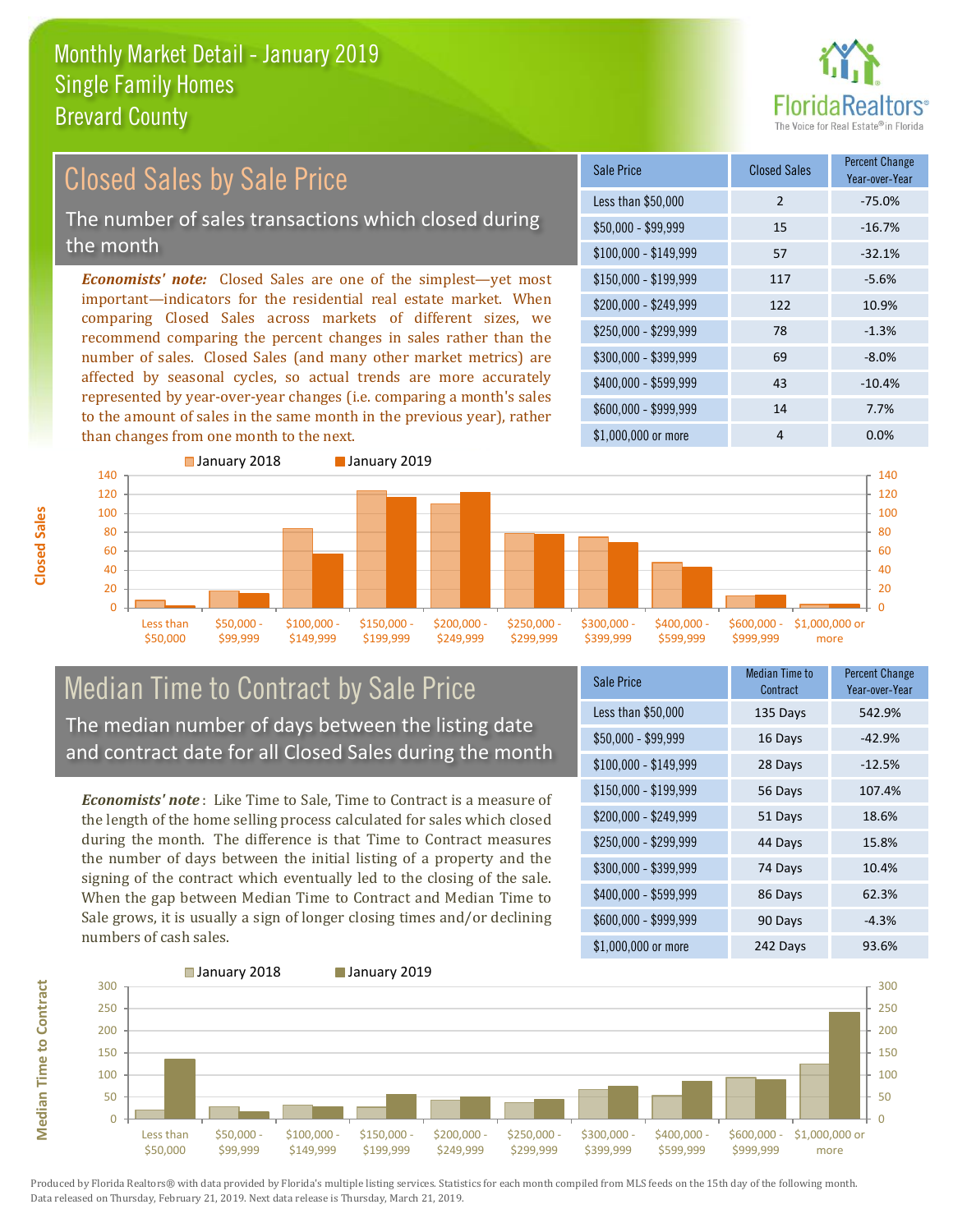# Monthly Market Detail - January 2019
## Single Family Homes
## Brevard County

## Closed Sales by Sale Price

The number of sales transactions which closed during the month

***Economists' note:*** Closed Sales are one of the simplest—yet most important—indicators for the residential real estate market. When comparing Closed Sales across markets of different sizes, we recommend comparing the percent changes in sales rather than the number of sales. Closed Sales (and many other market metrics) are affected by seasonal cycles, so actual trends are more accurately represented by year-over-year changes (i.e. comparing a month's sales to the amount of sales in the same month in the previous year), rather than changes from one month to the next.

| Sale Price | Closed Sales | Percent Change Year-over-Year |
|---|---|---|
| Less than $50,000 | 2 | -75.0% |
| $50,000 - $99,999 | 15 | -16.7% |
| $100,000 - $149,999 | 57 | -32.1% |
| $150,000 - $199,999 | 117 | -5.6% |
| $200,000 - $249,999 | 122 | 10.9% |
| $250,000 - $299,999 | 78 | -1.3% |
| $300,000 - $399,999 | 69 | -8.0% |
| $400,000 - $599,999 | 43 | -10.4% |
| $600,000 - $999,999 | 14 | 7.7% |
| $1,000,000 or more | 4 | 0.0% |

## Median Time to Contract by Sale Price

The median number of days between the listing date and contract date for all Closed Sales during the month

***Economists' note***: Like Time to Sale, Time to Contract is a measure of the length of the home selling process calculated for sales which closed during the month. The difference is that Time to Contract measures the number of days between the initial listing of a property and the signing of the contract which eventually led to the closing of the sale. When the gap between Median Time to Contract and Median Time to Sale grows, it is usually a sign of longer closing times and/or declining numbers of cash sales.

| Sale Price | Median Time to Contract | Percent Change Year-over-Year |
|---|---|---|
| Less than $50,000 | 135 Days | 542.9% |
| $50,000 - $99,999 | 16 Days | -42.9% |
| $100,000 - $149,999 | 28 Days | -12.5% |
| $150,000 - $199,999 | 56 Days | 107.4% |
| $200,000 - $249,999 | 51 Days | 18.6% |
| $250,000 - $299,999 | 44 Days | 15.8% |
| $300,000 - $399,999 | 74 Days | 10.4% |
| $400,000 - $599,999 | 86 Days | 62.3% |
| $600,000 - $999,999 | 90 Days | -4.3% |
| $1,000,000 or more | 242 Days | 93.6% |

Produced by Florida Realtors® with data provided by Florida's multiple listing services. Statistics for each month compiled from MLS feeds on the 15th day of the following month. Data released on Thursday, February 21, 2019. Next data release is Thursday, March 21, 2019.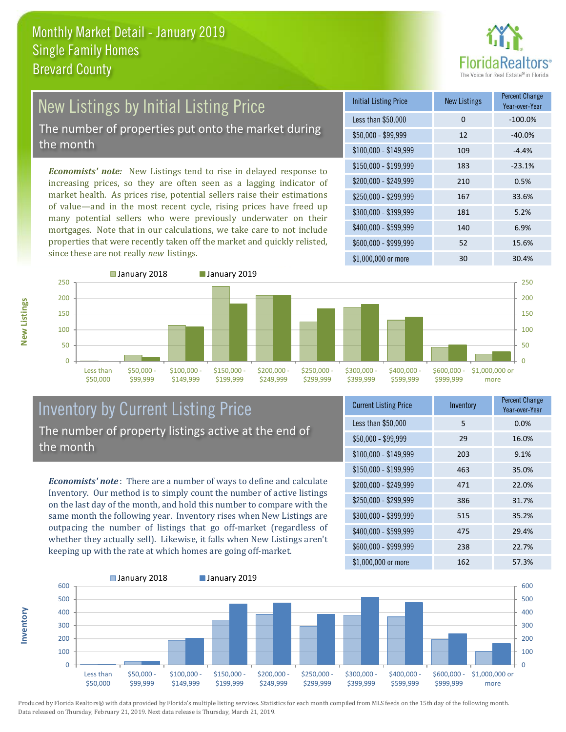# Monthly Market Detail - January 2019
## Single Family Homes
## Brevard County

## New Listings by Initial Listing Price

The number of properties put onto the market during the month

*Economists' note:* New Listings tend to rise in delayed response to increasing prices, so they are often seen as a lagging indicator of market health. As prices rise, potential sellers raise their estimations of value—and in the most recent cycle, rising prices have freed up many potential sellers who were previously underwater on their mortgages. Note that in our calculations, we take care to not include properties that were recently taken off the market and quickly relisted, since these are not really *new* listings.

| Initial Listing Price | New Listings | Percent Change Year-over-Year |
|---|---|---|
| Less than $50,000 | 0 | -100.0% |
| $50,000 - $99,999 | 12 | -40.0% |
| $100,000 - $149,999 | 109 | -4.4% |
| $150,000 - $199,999 | 183 | -23.1% |
| $200,000 - $249,999 | 210 | 0.5% |
| $250,000 - $299,999 | 167 | 33.6% |
| $300,000 - $399,999 | 181 | 5.2% |
| $400,000 - $599,999 | 140 | 6.9% |
| $600,000 - $999,999 | 52 | 15.6% |
| $1,000,000 or more | 30 | 30.4% |

## Inventory by Current Listing Price

The number of property listings active at the end of the month

*Economists' note*: There are a number of ways to define and calculate Inventory. Our method is to simply count the number of active listings on the last day of the month, and hold this number to compare with the same month the following year. Inventory rises when New Listings are outpacing the number of listings that go off-market (regardless of whether they actually sell). Likewise, it falls when New Listings aren't keeping up with the rate at which homes are going off-market.

| Current Listing Price | Inventory | Percent Change Year-over-Year |
|---|---|---|
| Less than $50,000 | 5 | 0.0% |
| $50,000 - $99,999 | 29 | 16.0% |
| $100,000 - $149,999 | 203 | 9.1% |
| $150,000 - $199,999 | 463 | 35.0% |
| $200,000 - $249,999 | 471 | 22.0% |
| $250,000 - $299,999 | 386 | 31.7% |
| $300,000 - $399,999 | 515 | 35.2% |
| $400,000 - $599,999 | 475 | 29.4% |
| $600,000 - $999,999 | 238 | 22.7% |
| $1,000,000 or more | 162 | 57.3% |

Produced by Florida Realtors® with data provided by Florida's multiple listing services. Statistics for each month compiled from MLS feeds on the 15th day of the following month. Data released on Thursday, February 21, 2019. Next data release is Thursday, March 21, 2019.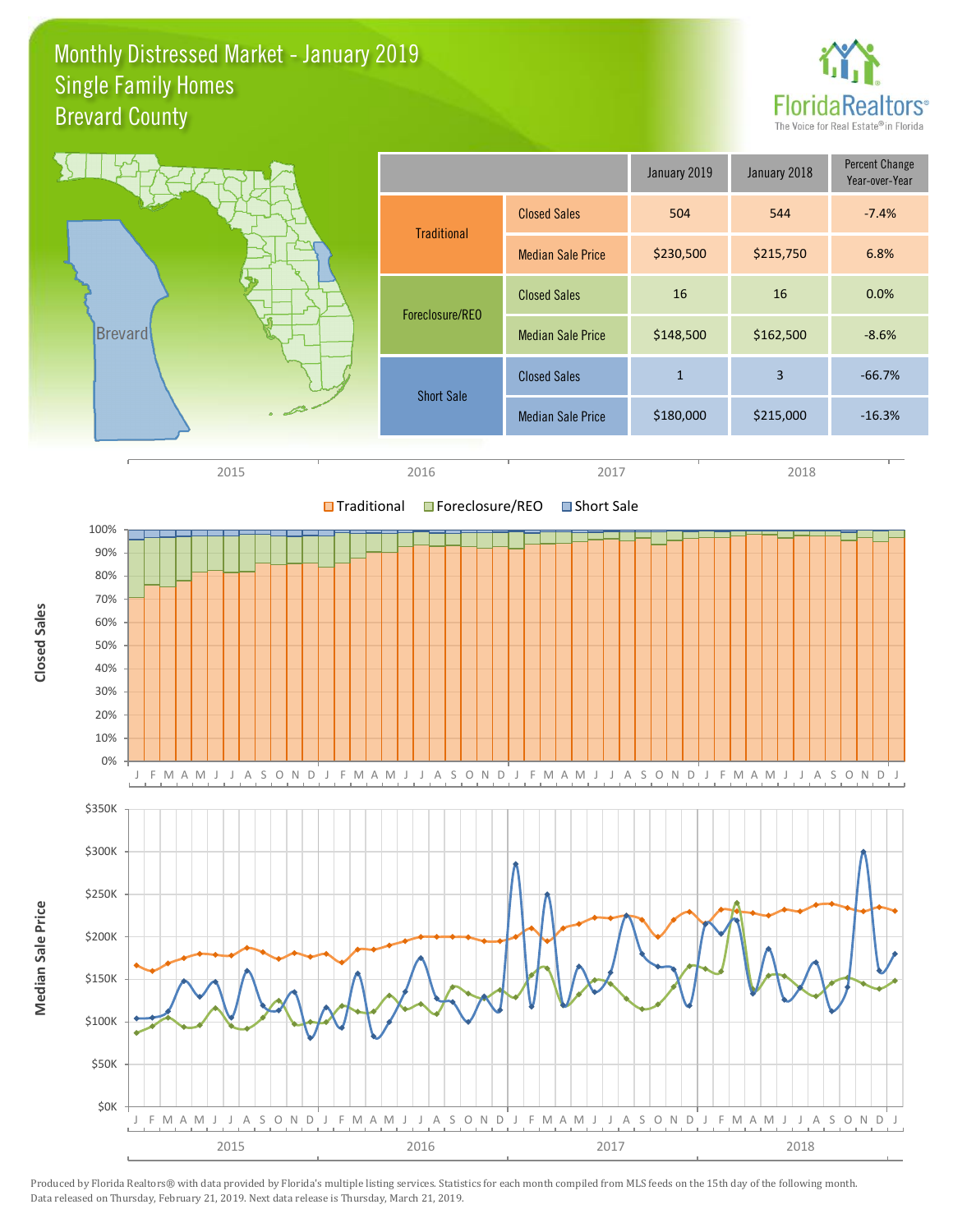# Monthly Distressed Market - January 2019
## Single Family Homes
## Brevard County

FloridaRealtors®
The Voice for Real Estate® in Florida

Brevard

| | | January 2019 | January 2018 | Percent Change Year-over-Year |
|---|---|---|---|---|
| Traditional | Closed Sales | 504 | 544 | -7.4% |
| | Median Sale Price | $230,500 | $215,750 | 6.8% |
| Foreclosure/REO | Closed Sales | 16 | 16 | 0.0% |
| | Median Sale Price | $148,500 | $162,500 | -8.6% |
| Short Sale | Closed Sales | 1 | 3 | -66.7% |
| | Median Sale Price | $180,000 | $215,000 | -16.3% |

2015 2016 2017 2018

Traditional Foreclosure/REO Short Sale

Closed Sales

100% 90% 80% 70% 60% 50% 40% 30% 20% 10% 0%

J F M A M J J A S O N D J F M A M J J A S O N D J F M A M J J A S O N D J F M A M J J A S O N D J

Median Sale Price

$350K $300K $250K $200K $150K $100K $50K $0K

J F M A M J J A S O N D J F M A M J J A S O N D J F M A M J J A S O N D J F M A M J J A S O N D J

2015 2016 2017 2018

Produced by Florida Realtors® with data provided by Florida's multiple listing services. Statistics for each month compiled from MLS feeds on the 15th day of the following month.
Data released on Thursday, February 21, 2019. Next data release is Thursday, March 21, 2019.